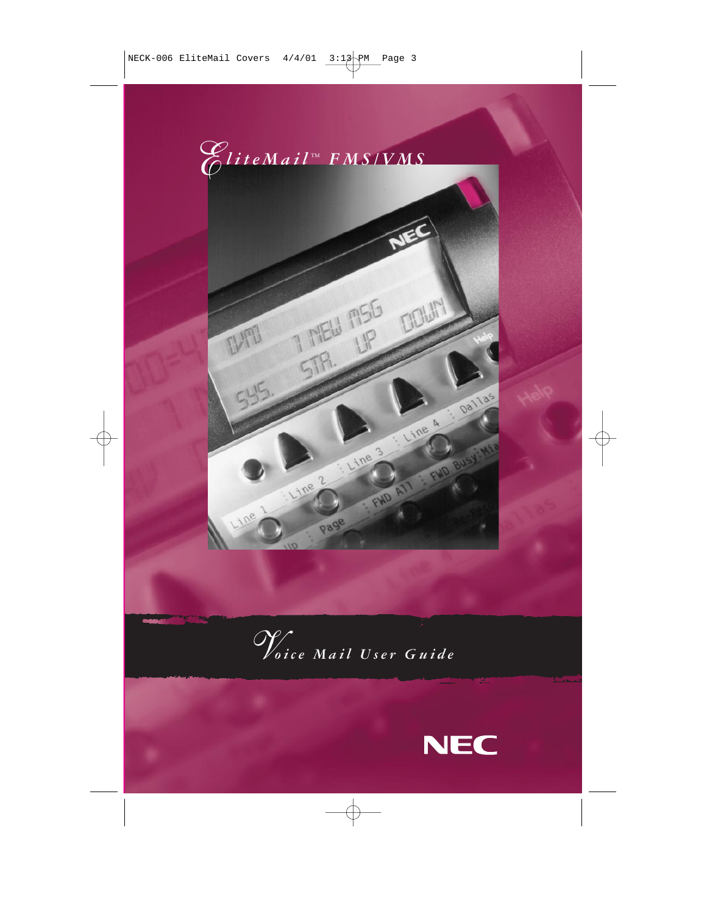# EliteMail™ FMS/VMS

## Voice Mail User Guide

NEC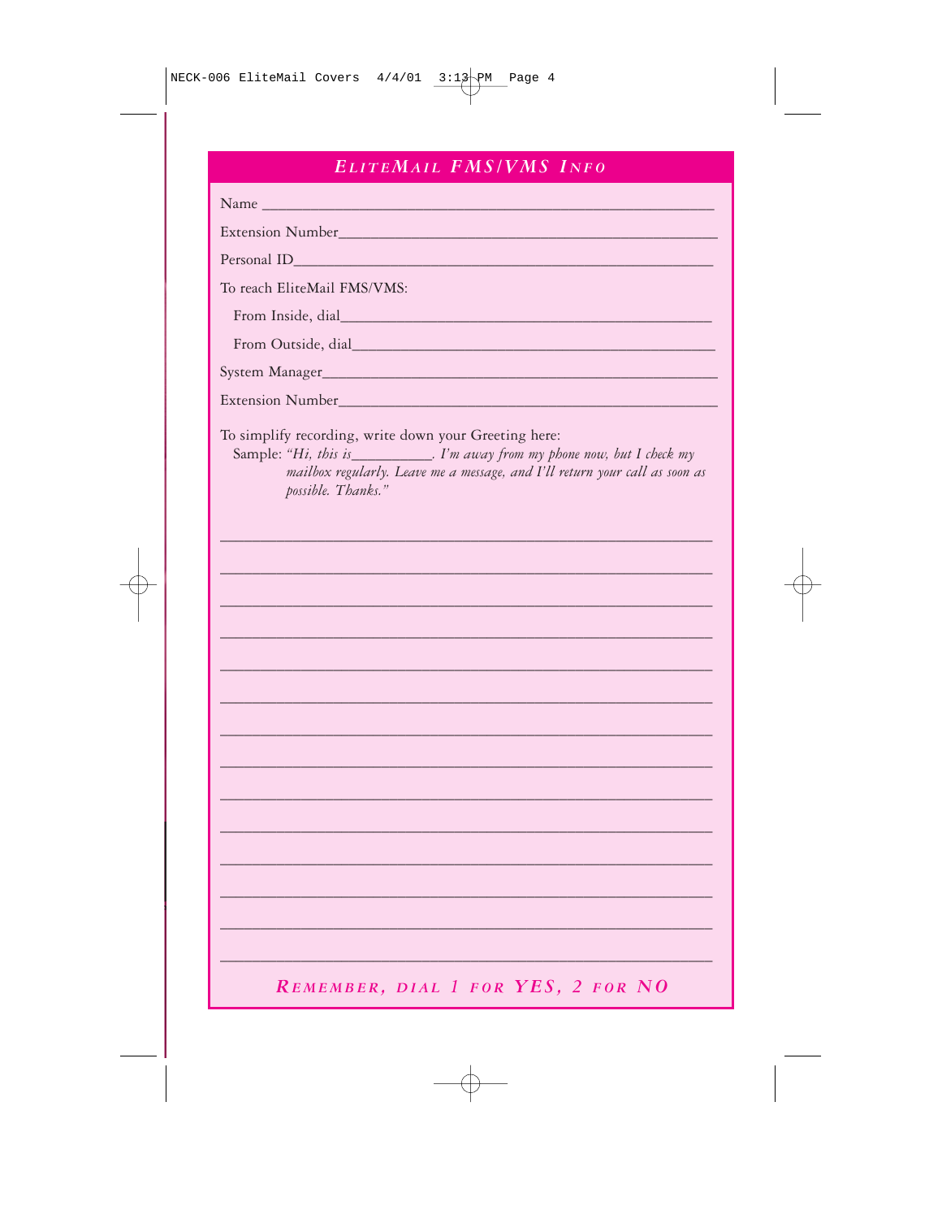## *EliteMail FMS/VMS Info*

Name ______________________________________________

Extension Number___________________________________

Personal ID_________________________________________

To reach EliteMail FMS/VMS:

From Inside, dial____________________________________

From Outside, dial___________________________________

System Manager_____________________________________

Extension Number___________________________________

To simplify recording, write down your Greeting here:

Sample: *"Hi, this is__________. I'm away from my phone now, but I check my mailbox regularly. Leave me a message, and I'll return your call as soon as possible. Thanks."*

______________________________________________________

______________________________________________________

______________________________________________________

______________________________________________________

______________________________________________________

______________________________________________________

______________________________________________________

______________________________________________________

______________________________________________________

______________________________________________________

______________________________________________________

______________________________________________________

______________________________________________________

______________________________________________________

***Remember, dial 1 for YES, 2 for NO***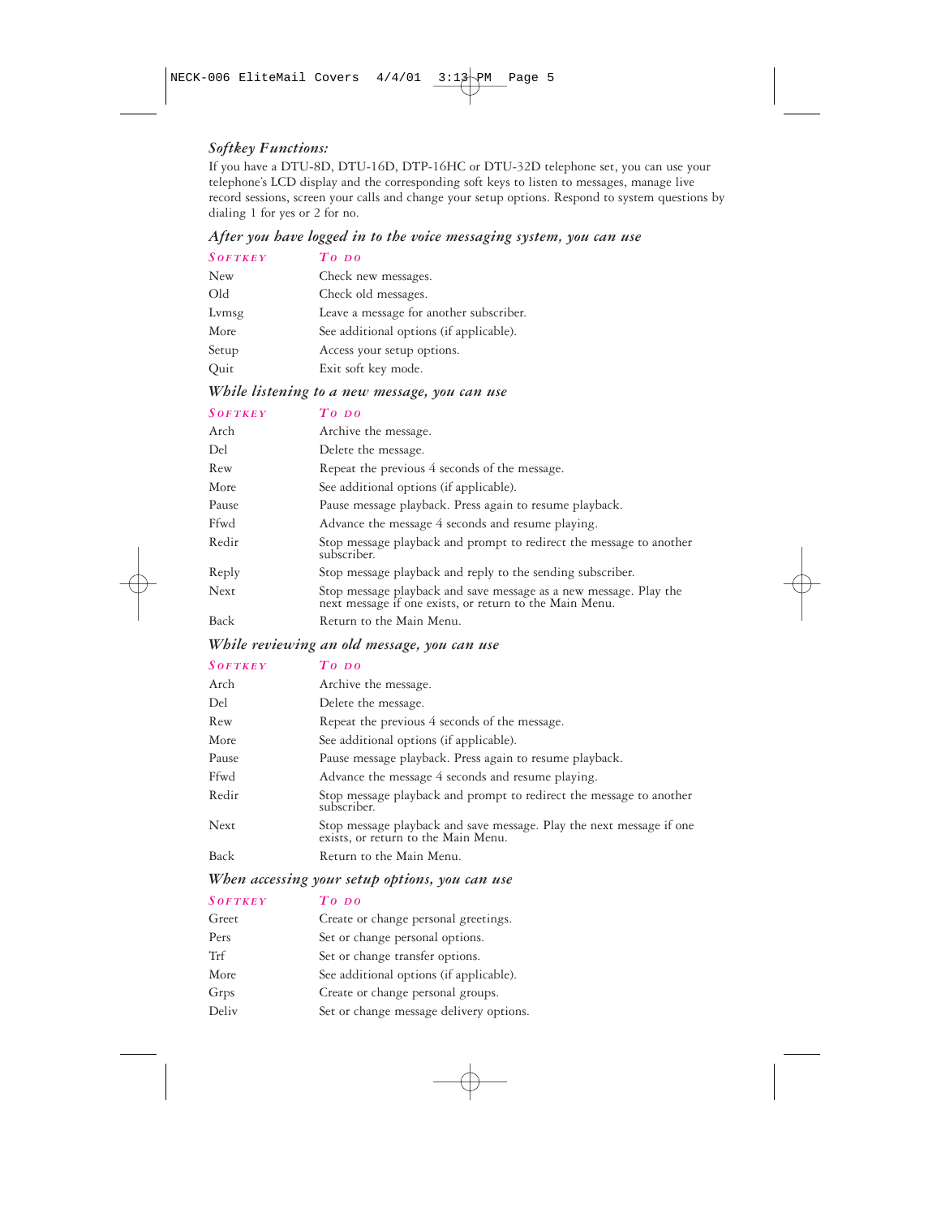### *Softkey Functions:*

If you have a DTU-8D, DTU-16D, DTP-16HC or DTU-32D telephone set, you can use your telephone's LCD display and the corresponding soft keys to listen to messages, manage live record sessions, screen your calls and change your setup options. Respond to system questions by dialing 1 for yes or 2 for no.

#### *After you have logged in to the voice messaging system, you can use*

| SOFTKEY | TO DO |
|---|---|
| New | Check new messages. |
| Old | Check old messages. |
| Lvmsg | Leave a message for another subscriber. |
| More | See additional options (if applicable). |
| Setup | Access your setup options. |
| Quit | Exit soft key mode. |

#### *While listening to a new message, you can use*

| SOFTKEY | TO DO |
|---|---|
| Arch | Archive the message. |
| Del | Delete the message. |
| Rew | Repeat the previous 4 seconds of the message. |
| More | See additional options (if applicable). |
| Pause | Pause message playback. Press again to resume playback. |
| Ffwd | Advance the message 4 seconds and resume playing. |
| Redir | Stop message playback and prompt to redirect the message to another subscriber. |
| Reply | Stop message playback and reply to the sending subscriber. |
| Next | Stop message playback and save message as a new message. Play the next message if one exists, or return to the Main Menu. |
| Back | Return to the Main Menu. |

#### *While reviewing an old message, you can use*

| SOFTKEY | TO DO |
|---|---|
| Arch | Archive the message. |
| Del | Delete the message. |
| Rew | Repeat the previous 4 seconds of the message. |
| More | See additional options (if applicable). |
| Pause | Pause message playback. Press again to resume playback. |
| Ffwd | Advance the message 4 seconds and resume playing. |
| Redir | Stop message playback and prompt to redirect the message to another subscriber. |
| Next | Stop message playback and save message. Play the next message if one exists, or return to the Main Menu. |
| Back | Return to the Main Menu. |

#### *When accessing your setup options, you can use*

| SOFTKEY | TO DO |
|---|---|
| Greet | Create or change personal greetings. |
| Pers | Set or change personal options. |
| Trf | Set or change transfer options. |
| More | See additional options (if applicable). |
| Grps | Create or change personal groups. |
| Deliv | Set or change message delivery options. |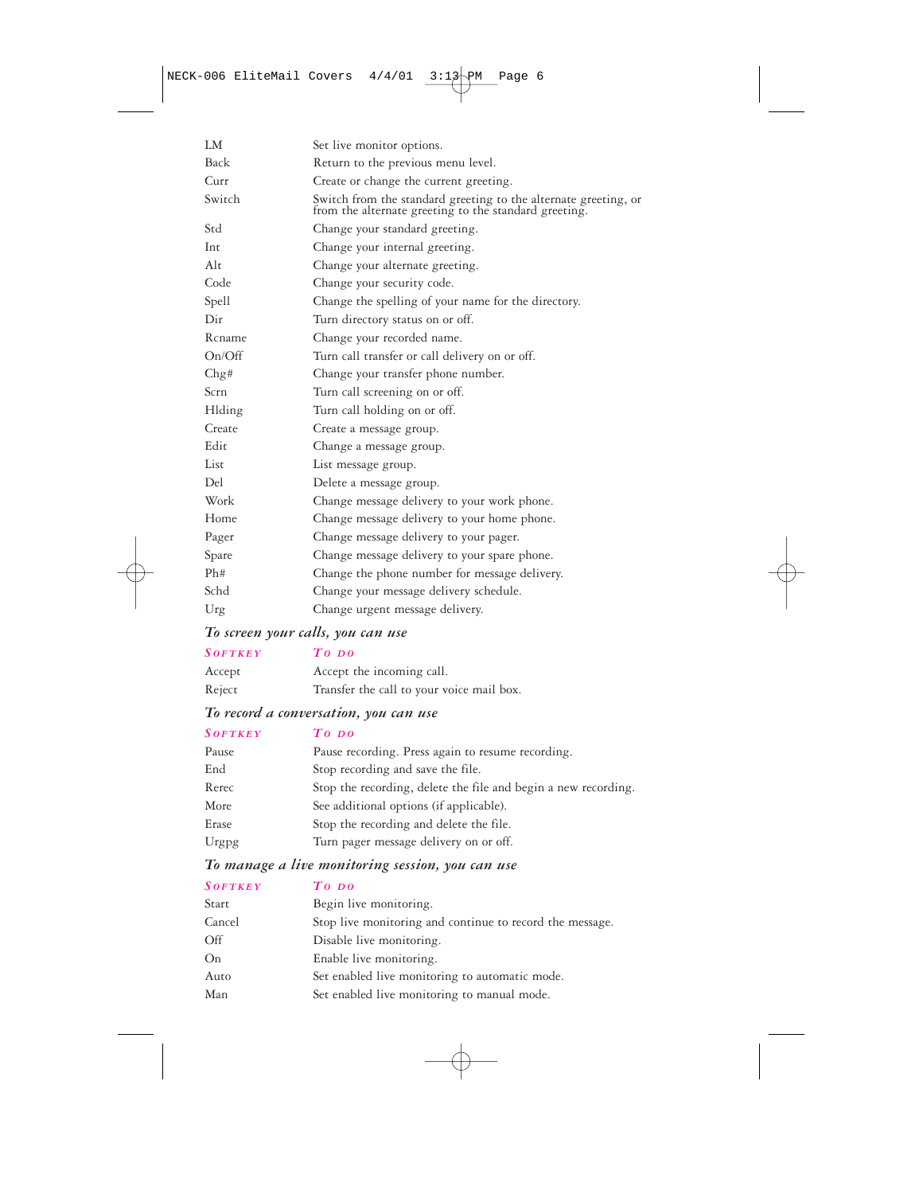| | |
|---|---|
| LM | Set live monitor options. |
| Back | Return to the previous menu level. |
| Curr | Create or change the current greeting. |
| Switch | Switch from the standard greeting to the alternate greeting, or from the alternate greeting to the standard greeting. |
| Std | Change your standard greeting. |
| Int | Change your internal greeting. |
| Alt | Change your alternate greeting. |
| Code | Change your security code. |
| Spell | Change the spelling of your name for the directory. |
| Dir | Turn directory status on or off. |
| Rcname | Change your recorded name. |
| On/Off | Turn call transfer or call delivery on or off. |
| Chg# | Change your transfer phone number. |
| Scrn | Turn call screening on or off. |
| Hlding | Turn call holding on or off. |
| Create | Create a message group. |
| Edit | Change a message group. |
| List | List message group. |
| Del | Delete a message group. |
| Work | Change message delivery to your work phone. |
| Home | Change message delivery to your home phone. |
| Pager | Change message delivery to your pager. |
| Spare | Change message delivery to your spare phone. |
| Ph# | Change the phone number for message delivery. |
| Schd | Change your message delivery schedule. |
| Urg | Change urgent message delivery. |

### *To screen your calls, you can use*

| Softkey | To do |
|---|---|
| Accept | Accept the incoming call. |
| Reject | Transfer the call to your voice mail box. |

### *To record a conversation, you can use*

| Softkey | To do |
|---|---|
| Pause | Pause recording. Press again to resume recording. |
| End | Stop recording and save the file. |
| Rerec | Stop the recording, delete the file and begin a new recording. |
| More | See additional options (if applicable). |
| Erase | Stop the recording and delete the file. |
| Urgpg | Turn pager message delivery on or off. |

### *To manage a live monitoring session, you can use*

| Softkey | To do |
|---|---|
| Start | Begin live monitoring. |
| Cancel | Stop live monitoring and continue to record the message. |
| Off | Disable live monitoring. |
| On | Enable live monitoring. |
| Auto | Set enabled live monitoring to automatic mode. |
| Man | Set enabled live monitoring to manual mode. |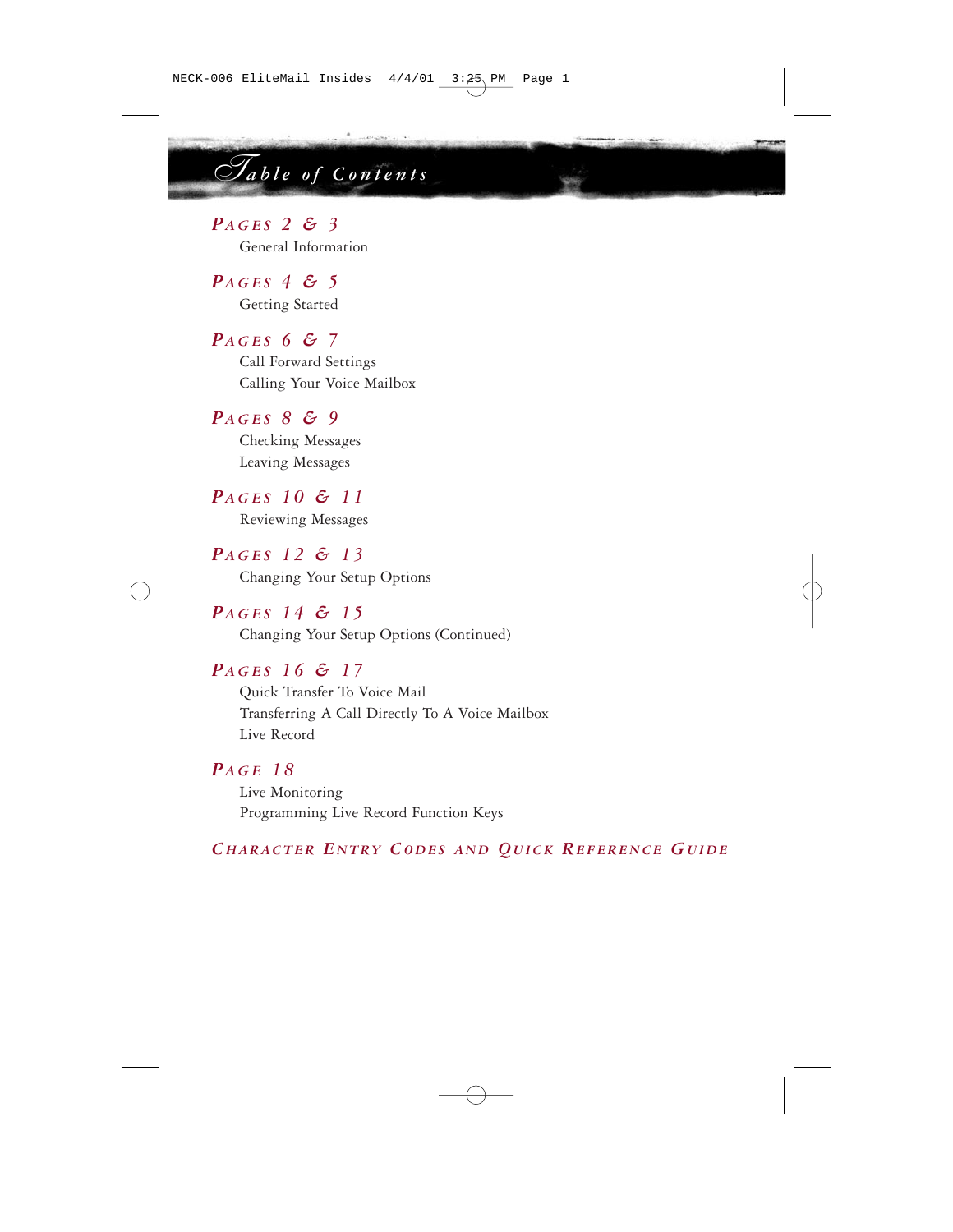# Table of Contents

***PAGES 2 & 3***

General Information

***PAGES 4 & 5***

Getting Started

***PAGES 6 & 7***

Call Forward Settings
Calling Your Voice Mailbox

***PAGES 8 & 9***

Checking Messages
Leaving Messages

***PAGES 10 & 11***

Reviewing Messages

***PAGES 12 & 13***

Changing Your Setup Options

***PAGES 14 & 15***

Changing Your Setup Options (Continued)

***PAGES 16 & 17***

Quick Transfer To Voice Mail
Transferring A Call Directly To A Voice Mailbox
Live Record

***PAGE 18***

Live Monitoring
Programming Live Record Function Keys

***CHARACTER ENTRY CODES AND QUICK REFERENCE GUIDE***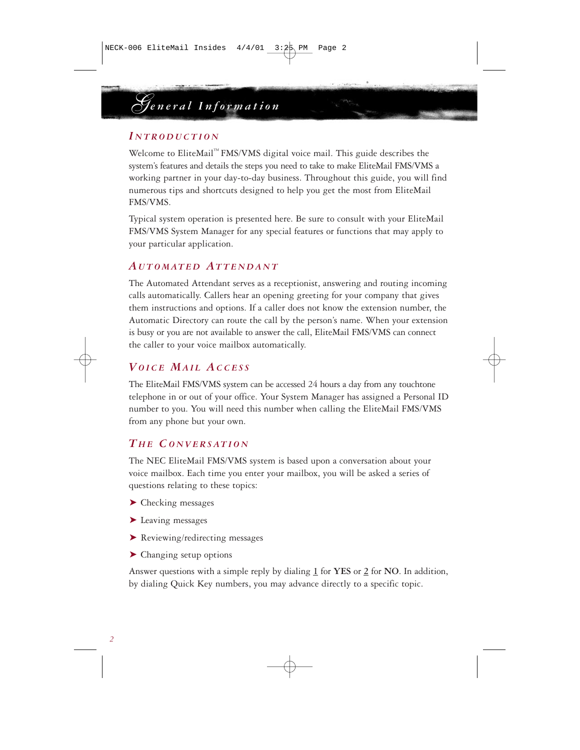# General Information

## Introduction

Welcome to EliteMail™ FMS/VMS digital voice mail. This guide describes the system's features and details the steps you need to take to make EliteMail FMS/VMS a working partner in your day-to-day business. Throughout this guide, you will find numerous tips and shortcuts designed to help you get the most from EliteMail FMS/VMS.

Typical system operation is presented here. Be sure to consult with your EliteMail FMS/VMS System Manager for any special features or functions that may apply to your particular application.

## Automated Attendant

The Automated Attendant serves as a receptionist, answering and routing incoming calls automatically. Callers hear an opening greeting for your company that gives them instructions and options. If a caller does not know the extension number, the Automatic Directory can route the call by the person's name. When your extension is busy or you are not available to answer the call, EliteMail FMS/VMS can connect the caller to your voice mailbox automatically.

## Voice Mail Access

The EliteMail FMS/VMS system can be accessed 24 hours a day from any touchtone telephone in or out of your office. Your System Manager has assigned a Personal ID number to you. You will need this number when calling the EliteMail FMS/VMS from any phone but your own.

## The Conversation

The NEC EliteMail FMS/VMS system is based upon a conversation about your voice mailbox. Each time you enter your mailbox, you will be asked a series of questions relating to these topics:

- Checking messages
- Leaving messages
- Reviewing/redirecting messages
- Changing setup options

Answer questions with a simple reply by dialing 1 for **YES** or 2 for **NO**. In addition, by dialing Quick Key numbers, you may advance directly to a specific topic.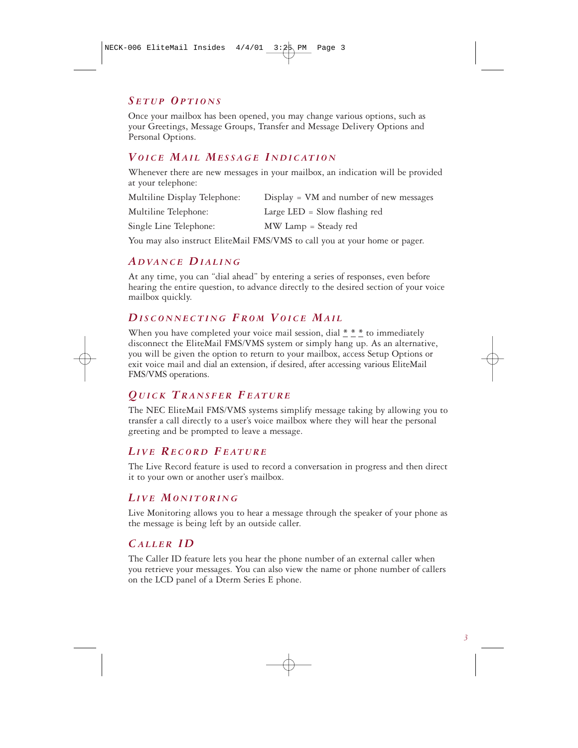## *Setup Options*

Once your mailbox has been opened, you may change various options, such as your Greetings, Message Groups, Transfer and Message Delivery Options and Personal Options.

## *Voice Mail Message Indication*

Whenever there are new messages in your mailbox, an indication will be provided at your telephone:

| | |
|---|---|
| Multiline Display Telephone: | Display = VM and number of new messages |
| Multiline Telephone: | Large LED = Slow flashing red |
| Single Line Telephone: | MW Lamp = Steady red |

You may also instruct EliteMail FMS/VMS to call you at your home or pager.

## *Advance Dialing*

At any time, you can "dial ahead" by entering a series of responses, even before hearing the entire question, to advance directly to the desired section of your voice mailbox quickly.

## *Disconnecting From Voice Mail*

When you have completed your voice mail session, dial * * * to immediately disconnect the EliteMail FMS/VMS system or simply hang up. As an alternative, you will be given the option to return to your mailbox, access Setup Options or exit voice mail and dial an extension, if desired, after accessing various EliteMail FMS/VMS operations.

## *Quick Transfer Feature*

The NEC EliteMail FMS/VMS systems simplify message taking by allowing you to transfer a call directly to a user's voice mailbox where they will hear the personal greeting and be prompted to leave a message.

## *Live Record Feature*

The Live Record feature is used to record a conversation in progress and then direct it to your own or another user's mailbox.

## *Live Monitoring*

Live Monitoring allows you to hear a message through the speaker of your phone as the message is being left by an outside caller.

## *Caller ID*

The Caller ID feature lets you hear the phone number of an external caller when you retrieve your messages. You can also view the name or phone number of callers on the LCD panel of a Dterm Series E phone.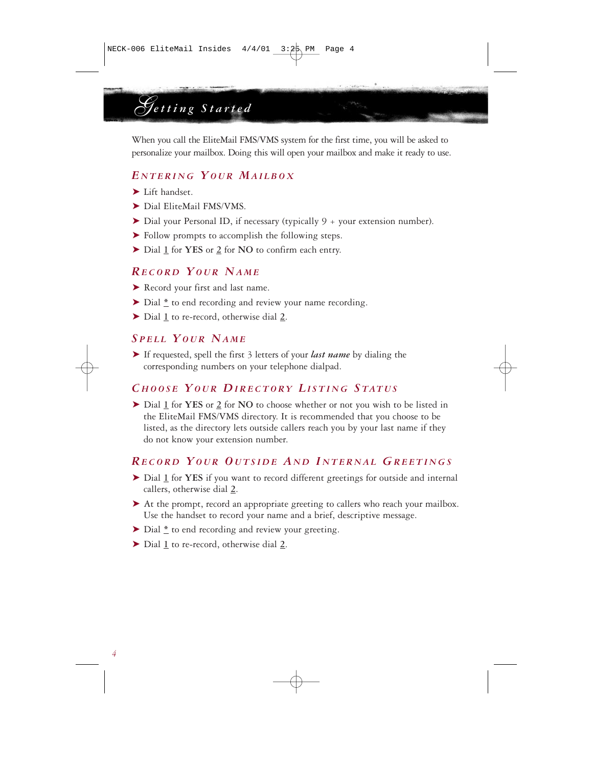# Getting Started

When you call the EliteMail FMS/VMS system for the first time, you will be asked to personalize your mailbox. Doing this will open your mailbox and make it ready to use.

## Entering Your Mailbox

- Lift handset.
- Dial EliteMail FMS/VMS.
- Dial your Personal ID, if necessary (typically 9 + your extension number).
- Follow prompts to accomplish the following steps.
- Dial 1 for **YES** or 2 for **NO** to confirm each entry.

## Record Your Name

- Record your first and last name.
- Dial * to end recording and review your name recording.
- Dial 1 to re-record, otherwise dial 2.

## Spell Your Name

- If requested, spell the first 3 letters of your ***last name*** by dialing the corresponding numbers on your telephone dialpad.

## Choose Your Directory Listing Status

- Dial 1 for **YES** or 2 for **NO** to choose whether or not you wish to be listed in the EliteMail FMS/VMS directory. It is recommended that you choose to be listed, as the directory lets outside callers reach you by your last name if they do not know your extension number.

## Record Your Outside And Internal Greetings

- Dial 1 for **YES** if you want to record different greetings for outside and internal callers, otherwise dial 2.
- At the prompt, record an appropriate greeting to callers who reach your mailbox. Use the handset to record your name and a brief, descriptive message.
- Dial * to end recording and review your greeting.
- Dial 1 to re-record, otherwise dial 2.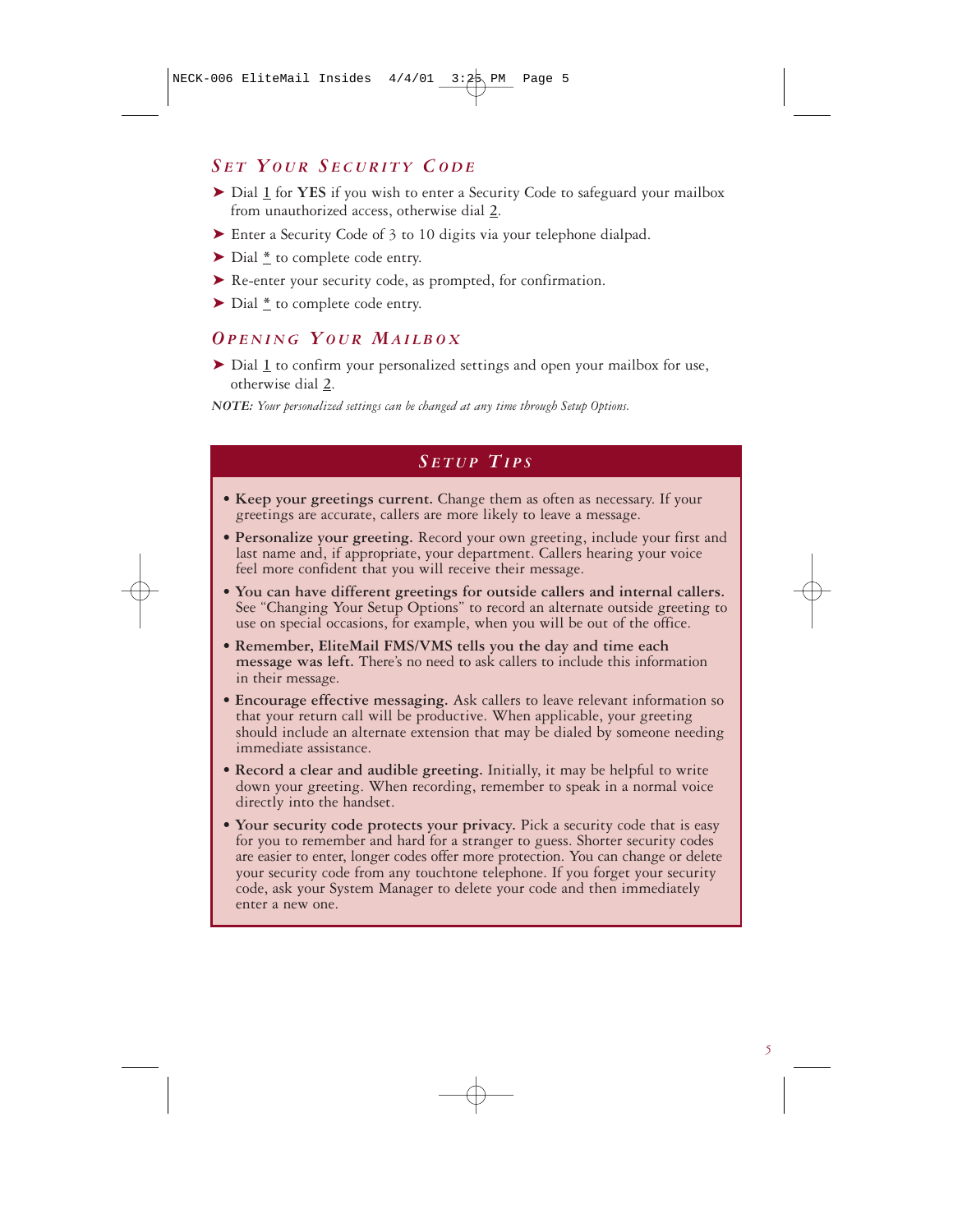## Set Your Security Code

- Dial 1 for **YES** if you wish to enter a Security Code to safeguard your mailbox from unauthorized access, otherwise dial 2.
- Enter a Security Code of 3 to 10 digits via your telephone dialpad.
- Dial * to complete code entry.
- Re-enter your security code, as prompted, for confirmation.
- Dial * to complete code entry.

## Opening Your Mailbox

- Dial 1 to confirm your personalized settings and open your mailbox for use, otherwise dial 2.

***NOTE:*** *Your personalized settings can be changed at any time through Setup Options.*

## Setup Tips

- **Keep your greetings current.** Change them as often as necessary. If your greetings are accurate, callers are more likely to leave a message.
- **Personalize your greeting.** Record your own greeting, include your first and last name and, if appropriate, your department. Callers hearing your voice feel more confident that you will receive their message.
- **You can have different greetings for outside callers and internal callers.** See "Changing Your Setup Options" to record an alternate outside greeting to use on special occasions, for example, when you will be out of the office.
- **Remember, EliteMail FMS/VMS tells you the day and time each message was left.** There's no need to ask callers to include this information in their message.
- **Encourage effective messaging.** Ask callers to leave relevant information so that your return call will be productive. When applicable, your greeting should include an alternate extension that may be dialed by someone needing immediate assistance.
- **Record a clear and audible greeting.** Initially, it may be helpful to write down your greeting. When recording, remember to speak in a normal voice directly into the handset.
- **Your security code protects your privacy.** Pick a security code that is easy for you to remember and hard for a stranger to guess. Shorter security codes are easier to enter, longer codes offer more protection. You can change or delete your security code from any touchtone telephone. If you forget your security code, ask your System Manager to delete your code and then immediately enter a new one.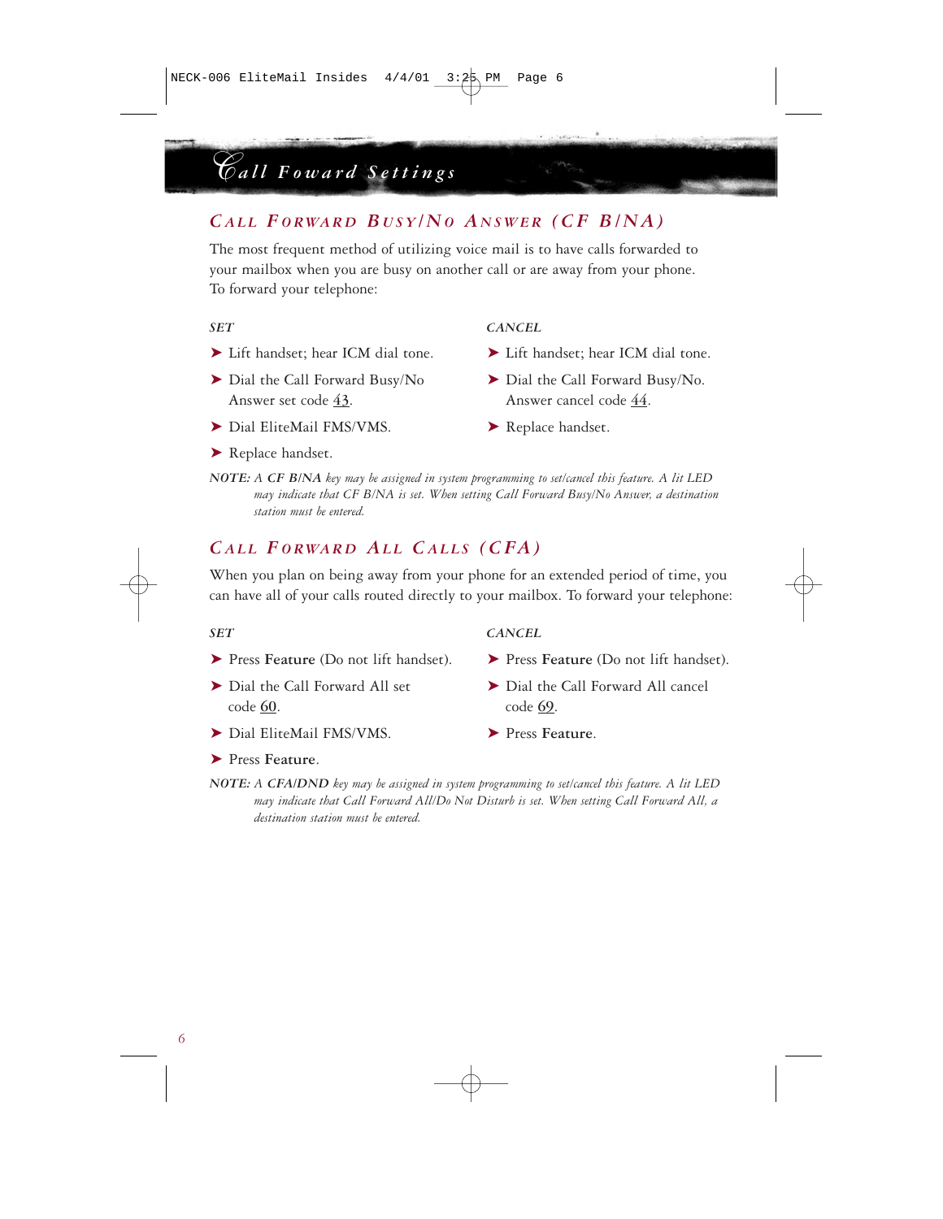# Call Foward Settings

## *CALL FORWARD BUSY/NO ANSWER (CF B/NA)*

The most frequent method of utilizing voice mail is to have calls forwarded to your mailbox when you are busy on another call or are away from your phone. To forward your telephone:

***SET***

- Lift handset; hear ICM dial tone.
- Dial the Call Forward Busy/No Answer set code 43.
- Dial EliteMail FMS/VMS.
- Replace handset.

***CANCEL***

- Lift handset; hear ICM dial tone.
- Dial the Call Forward Busy/No. Answer cancel code 44.
- Replace handset.

***NOTE:*** *A **CF B/NA** key may be assigned in system programming to set/cancel this feature. A lit LED may indicate that CF B/NA is set. When setting Call Forward Busy/No Answer, a destination station must be entered.*

## *CALL FORWARD ALL CALLS (CFA)*

When you plan on being away from your phone for an extended period of time, you can have all of your calls routed directly to your mailbox. To forward your telephone:

***SET***

- Press **Feature** (Do not lift handset).
- Dial the Call Forward All set code 60.
- Dial EliteMail FMS/VMS.
- Press **Feature**.

***CANCEL***

- Press **Feature** (Do not lift handset).
- Dial the Call Forward All cancel code 69.
- Press **Feature**.

***NOTE:*** *A **CFA/DND** key may be assigned in system programming to set/cancel this feature. A lit LED may indicate that Call Forward All/Do Not Disturb is set. When setting Call Forward All, a destination station must be entered.*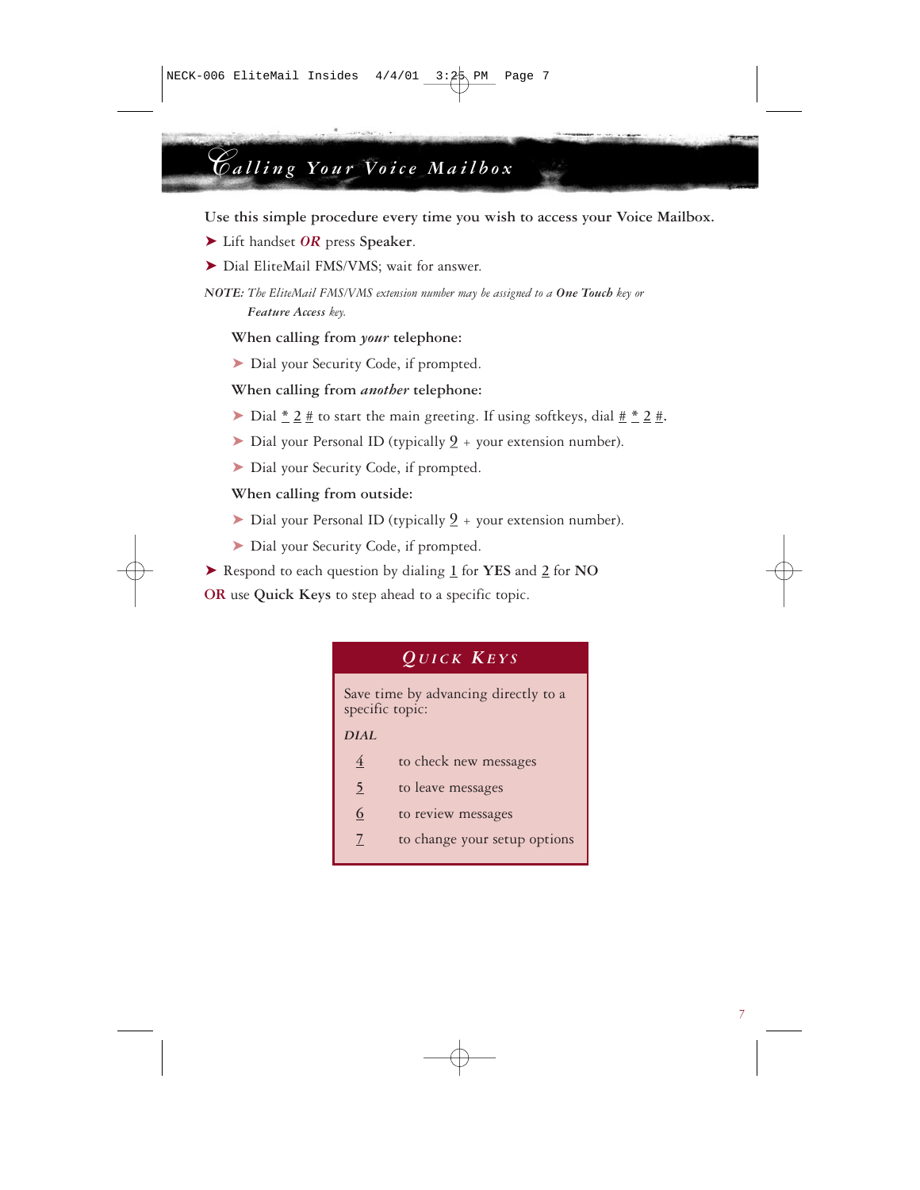# Calling Your Voice Mailbox

**Use this simple procedure every time you wish to access your Voice Mailbox.**

- Lift handset ***OR*** press **Speaker**.
- Dial EliteMail FMS/VMS; wait for answer.

***NOTE:*** *The EliteMail FMS/VMS extension number may be assigned to a* ***One Touch*** *key or* ***Feature Access*** *key.*

**When calling from *your* telephone:**

- Dial your Security Code, if prompted.

**When calling from *another* telephone:**

- Dial * 2 # to start the main greeting. If using softkeys, dial # * 2 #.
- Dial your Personal ID (typically 9 + your extension number).
- Dial your Security Code, if prompted.

**When calling from outside:**

- Dial your Personal ID (typically 9 + your extension number).
- Dial your Security Code, if prompted.

- Respond to each question by dialing 1 for **YES** and 2 for **NO**

**OR** use **Quick Keys** to step ahead to a specific topic.

## Quick Keys

Save time by advancing directly to a specific topic:

***DIAL***

| | |
|---|---|
| 4 | to check new messages |
| 5 | to leave messages |
| 6 | to review messages |
| 7 | to change your setup options |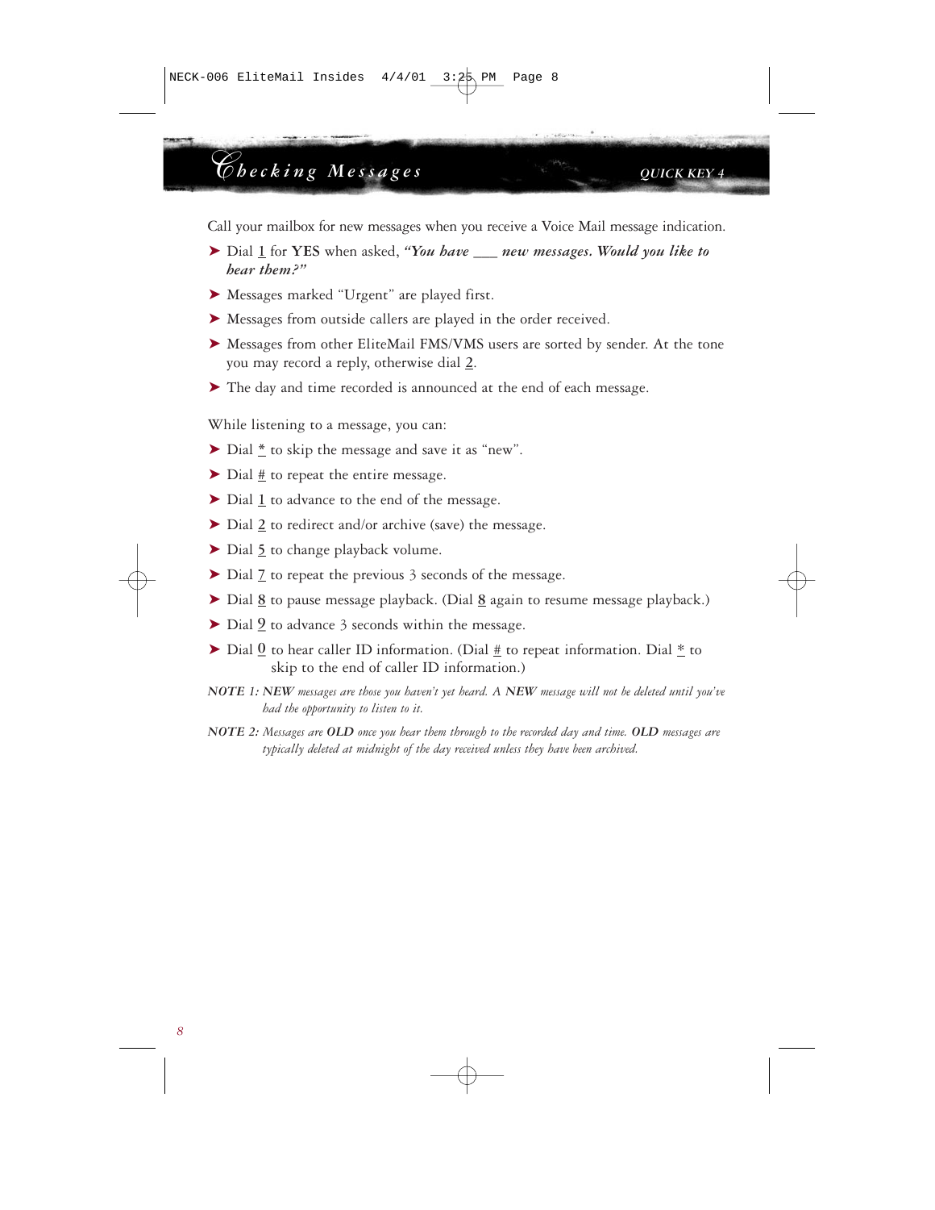## Checking Messages

QUICK KEY 4

Call your mailbox for new messages when you receive a Voice Mail message indication.

- Dial 1 for **YES** when asked, ***"You have ___ new messages. Would you like to hear them?"***
- Messages marked "Urgent" are played first.
- Messages from outside callers are played in the order received.
- Messages from other EliteMail FMS/VMS users are sorted by sender. At the tone you may record a reply, otherwise dial 2.
- The day and time recorded is announced at the end of each message.

While listening to a message, you can:

- Dial * to skip the message and save it as "new".
- Dial # to repeat the entire message.
- Dial 1 to advance to the end of the message.
- Dial 2 to redirect and/or archive (save) the message.
- Dial 5 to change playback volume.
- Dial 7 to repeat the previous 3 seconds of the message.
- Dial 8 to pause message playback. (Dial 8 again to resume message playback.)
- Dial 9 to advance 3 seconds within the message.
- Dial 0 to hear caller ID information. (Dial # to repeat information. Dial * to skip to the end of caller ID information.)

***NOTE 1:*** *NEW messages are those you haven't yet heard. A **NEW** message will not be deleted until you've had the opportunity to listen to it.*

***NOTE 2:*** *Messages are **OLD** once you hear them through to the recorded day and time. **OLD** messages are typically deleted at midnight of the day received unless they have been archived.*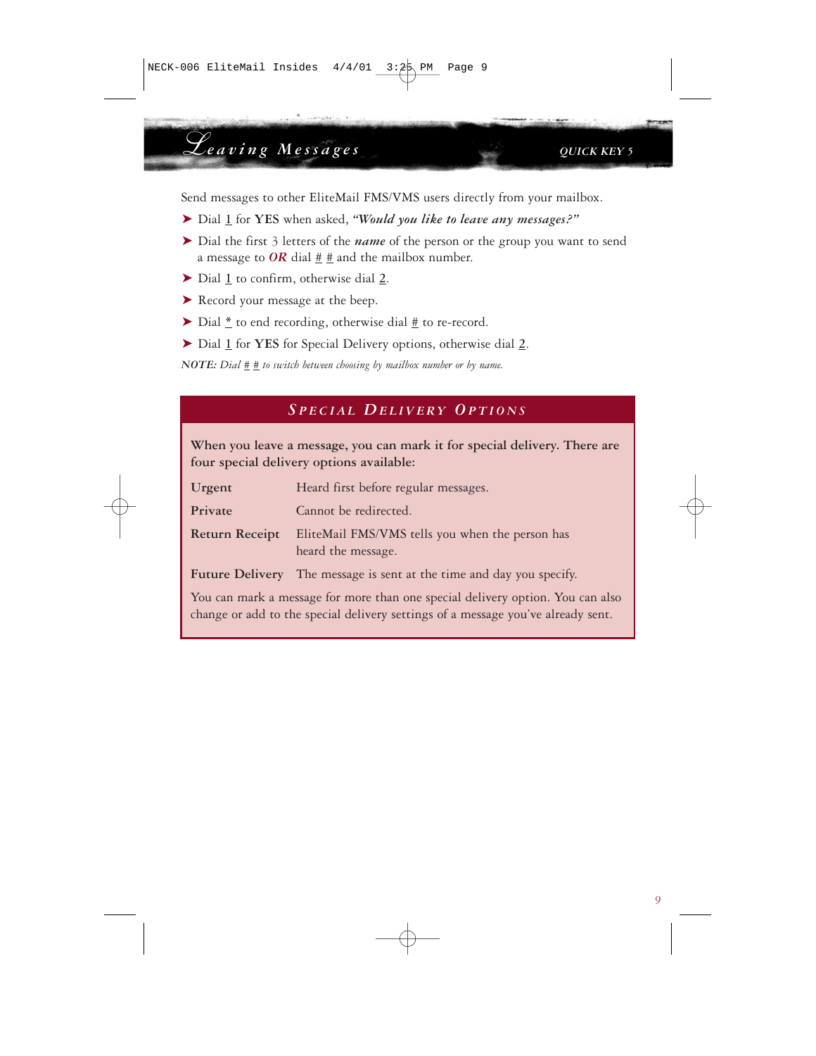## *Leaving Messages* — QUICK KEY 5

Send messages to other EliteMail FMS/VMS users directly from your mailbox.

- Dial 1 for **YES** when asked, ***"Would you like to leave any messages?"***
- Dial the first 3 letters of the ***name*** of the person or the group you want to send a message to ***OR*** dial # # and the mailbox number.
- Dial 1 to confirm, otherwise dial 2.
- Record your message at the beep.
- Dial * to end recording, otherwise dial # to re-record.
- Dial 1 for **YES** for Special Delivery options, otherwise dial 2.

***NOTE:*** *Dial # # to switch between choosing by mailbox number or by name.*

### *Special Delivery Options*

**When you leave a message, you can mark it for special delivery. There are four special delivery options available:**

| | |
|---|---|
| **Urgent** | Heard first before regular messages. |
| **Private** | Cannot be redirected. |
| **Return Receipt** | EliteMail FMS/VMS tells you when the person has heard the message. |
| **Future Delivery** | The message is sent at the time and day you specify. |

You can mark a message for more than one special delivery option. You can also change or add to the special delivery settings of a message you've already sent.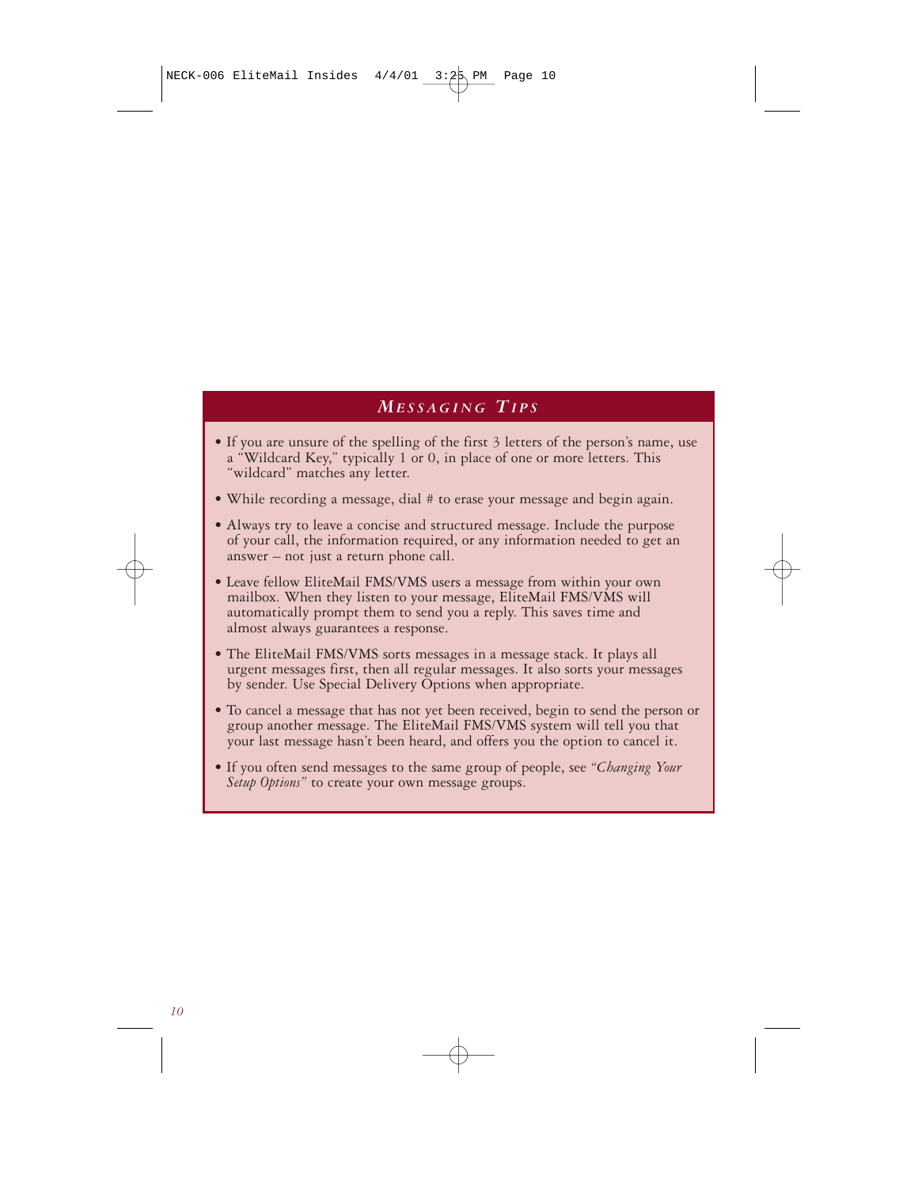## *Messaging Tips*

- If you are unsure of the spelling of the first 3 letters of the person's name, use a "Wildcard Key," typically 1 or 0, in place of one or more letters. This "wildcard" matches any letter.
- While recording a message, dial # to erase your message and begin again.
- Always try to leave a concise and structured message. Include the purpose of your call, the information required, or any information needed to get an answer – not just a return phone call.
- Leave fellow EliteMail FMS/VMS users a message from within your own mailbox. When they listen to your message, EliteMail FMS/VMS will automatically prompt them to send you a reply. This saves time and almost always guarantees a response.
- The EliteMail FMS/VMS sorts messages in a message stack. It plays all urgent messages first, then all regular messages. It also sorts your messages by sender. Use Special Delivery Options when appropriate.
- To cancel a message that has not yet been received, begin to send the person or group another message. The EliteMail FMS/VMS system will tell you that your last message hasn't been heard, and offers you the option to cancel it.
- If you often send messages to the same group of people, see *"Changing Your Setup Options"* to create your own message groups.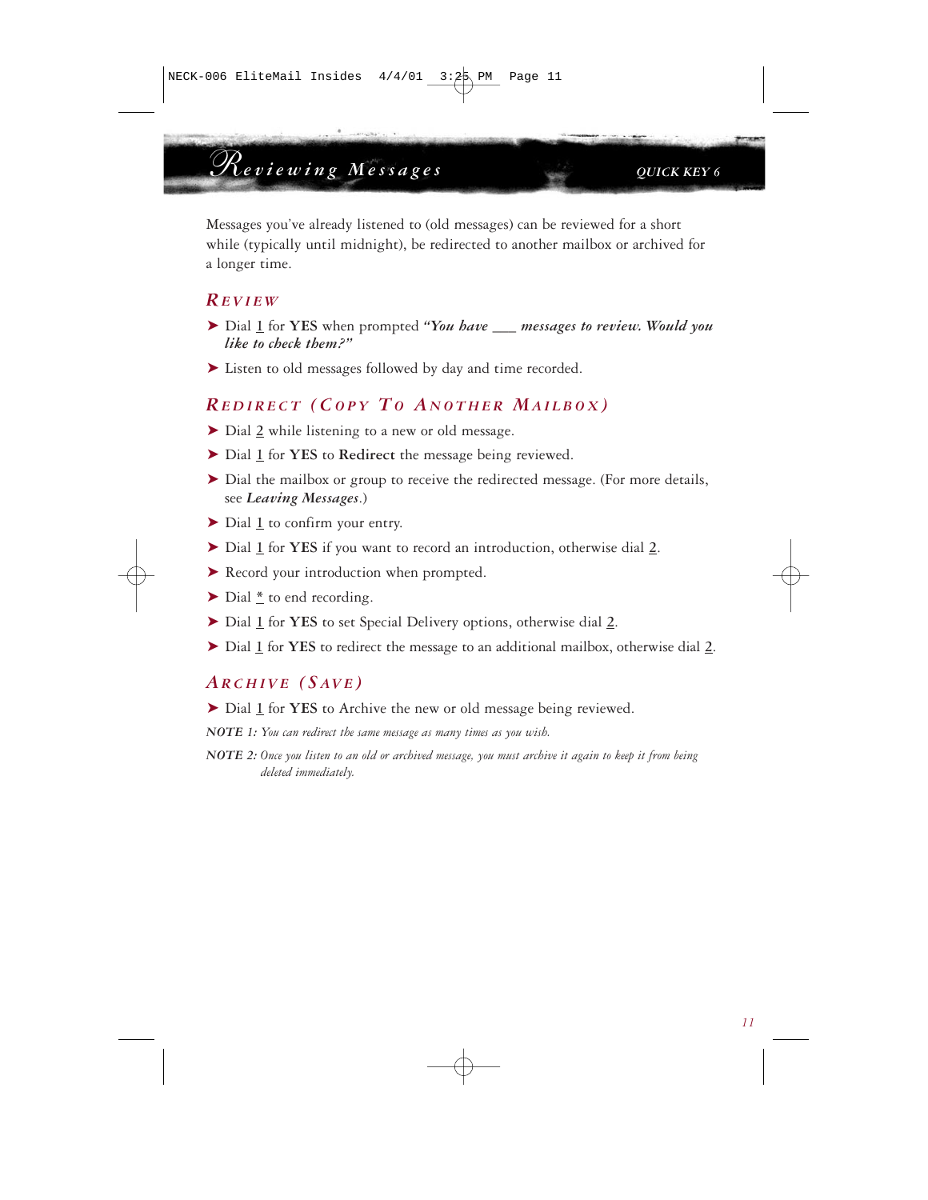# Reviewing Messages

QUICK KEY 6

Messages you've already listened to (old messages) can be reviewed for a short while (typically until midnight), be redirected to another mailbox or archived for a longer time.

## Review

- Dial 1 for **YES** when prompted ***"You have ___ messages to review. Would you like to check them?"***
- Listen to old messages followed by day and time recorded.

## Redirect (Copy To Another Mailbox)

- Dial 2 while listening to a new or old message.
- Dial 1 for **YES** to **Redirect** the message being reviewed.
- Dial the mailbox or group to receive the redirected message. (For more details, see ***Leaving Messages***.)
- Dial 1 to confirm your entry.
- Dial 1 for **YES** if you want to record an introduction, otherwise dial 2.
- Record your introduction when prompted.
- Dial * to end recording.
- Dial 1 for **YES** to set Special Delivery options, otherwise dial 2.
- Dial 1 for **YES** to redirect the message to an additional mailbox, otherwise dial 2.

## Archive (Save)

- Dial 1 for **YES** to Archive the new or old message being reviewed.

**NOTE 1:** *You can redirect the same message as many times as you wish.*

**NOTE 2:** *Once you listen to an old or archived message, you must archive it again to keep it from being deleted immediately.*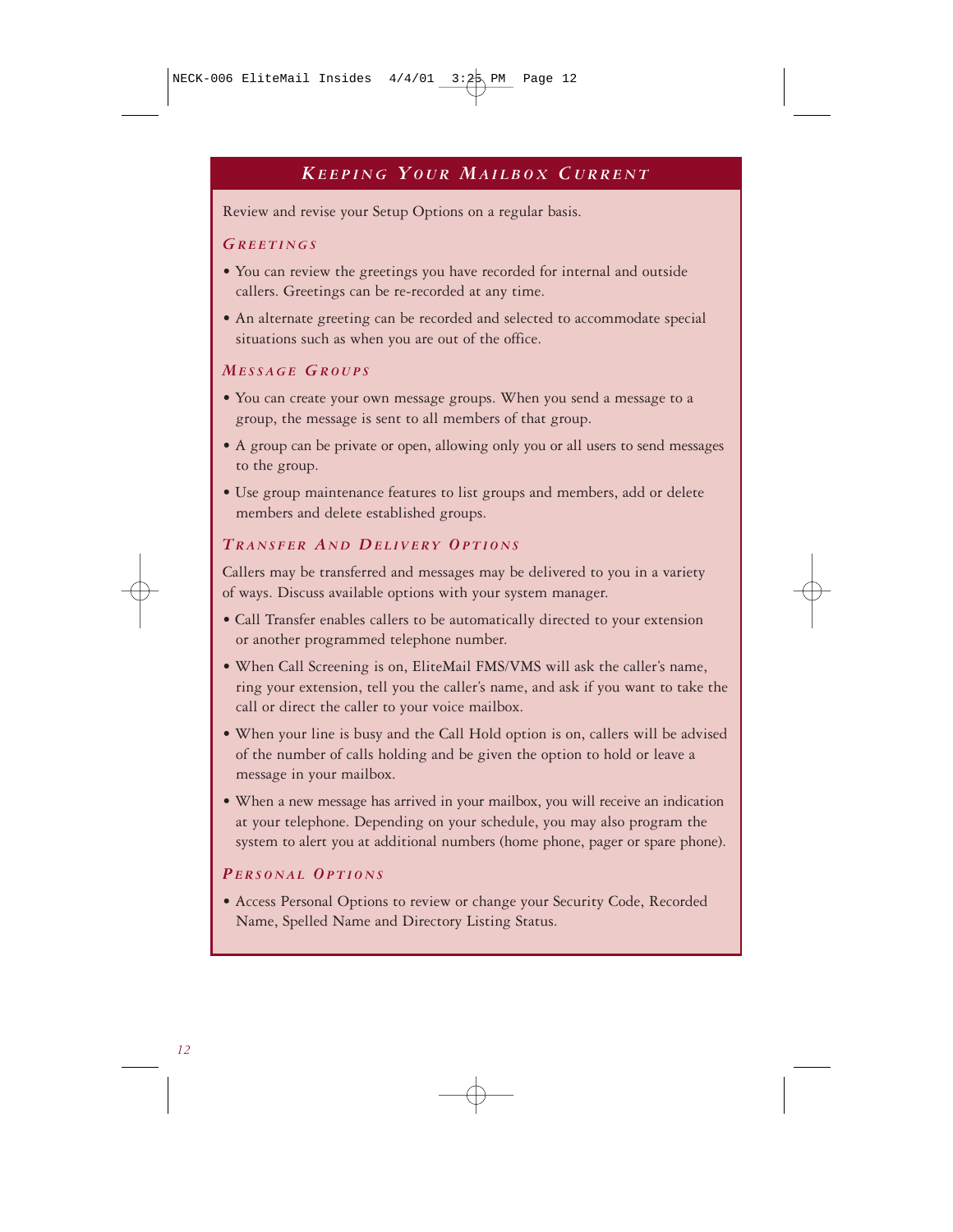## Keeping Your Mailbox Current

Review and revise your Setup Options on a regular basis.

### Greetings

- You can review the greetings you have recorded for internal and outside callers. Greetings can be re-recorded at any time.
- An alternate greeting can be recorded and selected to accommodate special situations such as when you are out of the office.

### Message Groups

- You can create your own message groups. When you send a message to a group, the message is sent to all members of that group.
- A group can be private or open, allowing only you or all users to send messages to the group.
- Use group maintenance features to list groups and members, add or delete members and delete established groups.

### Transfer And Delivery Options

Callers may be transferred and messages may be delivered to you in a variety of ways. Discuss available options with your system manager.

- Call Transfer enables callers to be automatically directed to your extension or another programmed telephone number.
- When Call Screening is on, EliteMail FMS/VMS will ask the caller's name, ring your extension, tell you the caller's name, and ask if you want to take the call or direct the caller to your voice mailbox.
- When your line is busy and the Call Hold option is on, callers will be advised of the number of calls holding and be given the option to hold or leave a message in your mailbox.
- When a new message has arrived in your mailbox, you will receive an indication at your telephone. Depending on your schedule, you may also program the system to alert you at additional numbers (home phone, pager or spare phone).

### Personal Options

- Access Personal Options to review or change your Security Code, Recorded Name, Spelled Name and Directory Listing Status.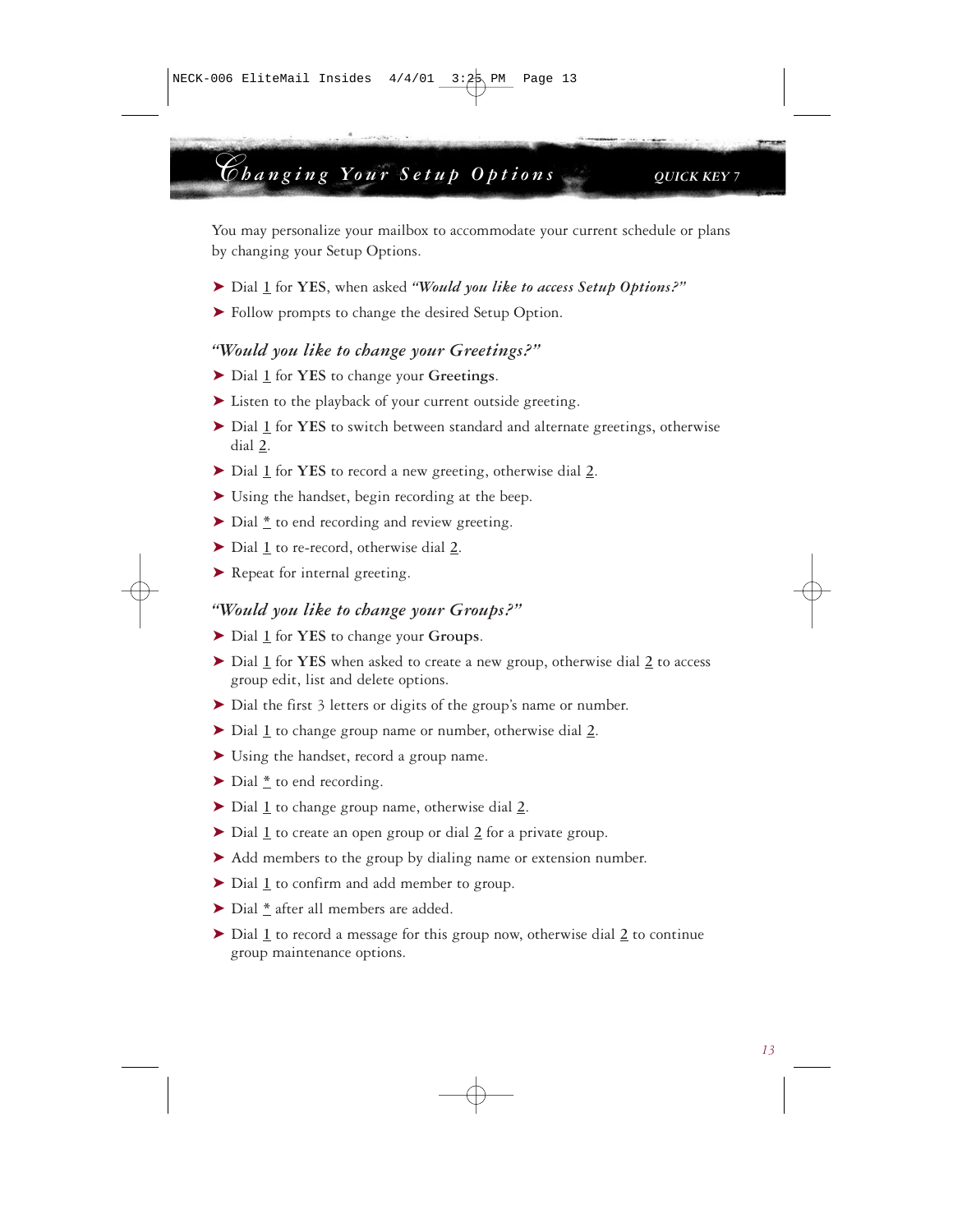# Changing Your Setup Options

QUICK KEY 7

You may personalize your mailbox to accommodate your current schedule or plans by changing your Setup Options.

- Dial 1 for **YES**, when asked ***"Would you like to access Setup Options?"***
- Follow prompts to change the desired Setup Option.

### *"Would you like to change your Greetings?"*

- Dial 1 for **YES** to change your **Greetings**.
- Listen to the playback of your current outside greeting.
- Dial 1 for **YES** to switch between standard and alternate greetings, otherwise dial 2.
- Dial 1 for **YES** to record a new greeting, otherwise dial 2.
- Using the handset, begin recording at the beep.
- Dial * to end recording and review greeting.
- Dial 1 to re-record, otherwise dial 2.
- Repeat for internal greeting.

### *"Would you like to change your Groups?"*

- Dial 1 for **YES** to change your **Groups**.
- Dial 1 for **YES** when asked to create a new group, otherwise dial 2 to access group edit, list and delete options.
- Dial the first 3 letters or digits of the group's name or number.
- Dial 1 to change group name or number, otherwise dial 2.
- Using the handset, record a group name.
- Dial * to end recording.
- Dial 1 to change group name, otherwise dial 2.
- Dial 1 to create an open group or dial 2 for a private group.
- Add members to the group by dialing name or extension number.
- Dial 1 to confirm and add member to group.
- Dial * after all members are added.
- Dial 1 to record a message for this group now, otherwise dial 2 to continue group maintenance options.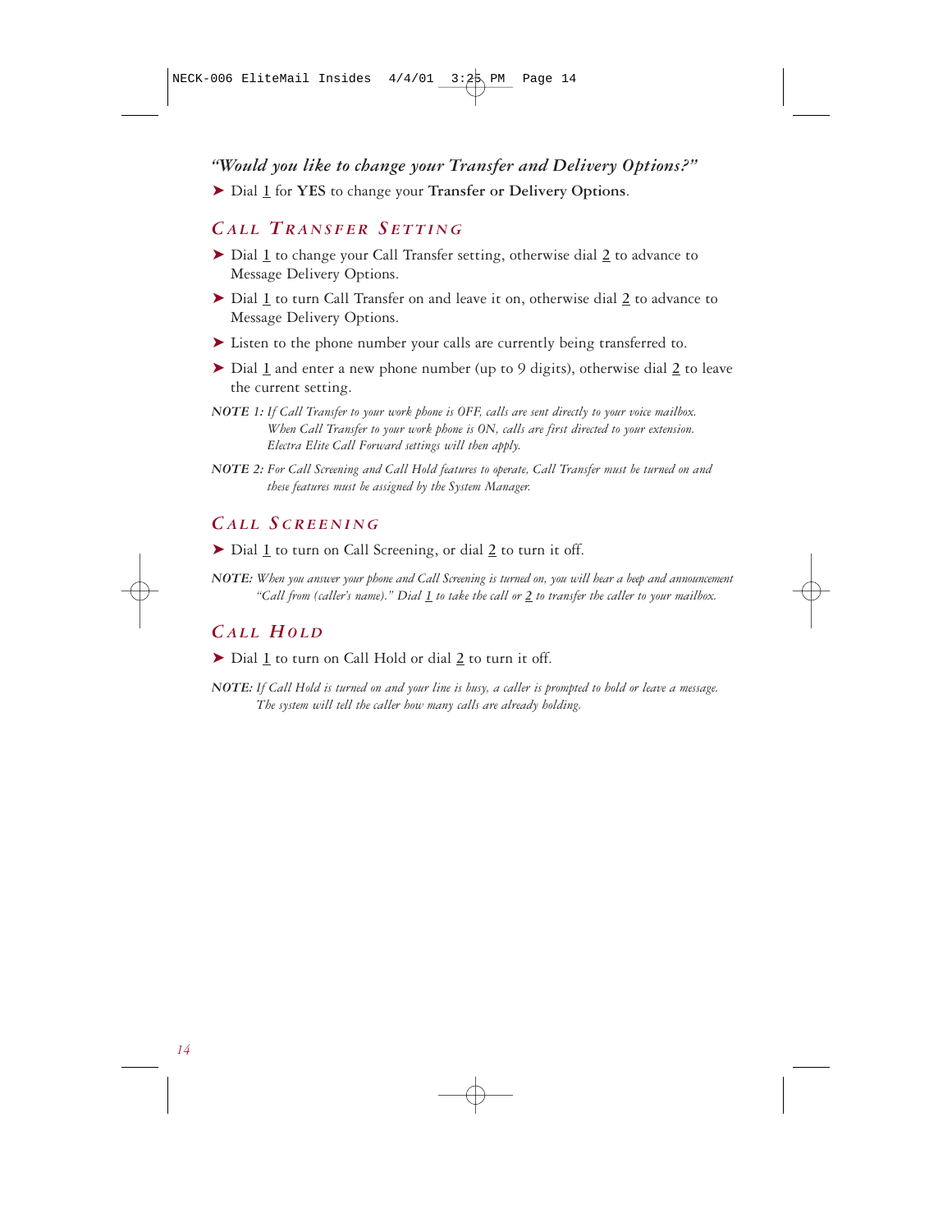*"Would you like to change your Transfer and Delivery Options?"*

➤ Dial 1 for **YES** to change your **Transfer or Delivery Options**.

## *CALL TRANSFER SETTING*

➤ Dial 1 to change your Call Transfer setting, otherwise dial 2 to advance to Message Delivery Options.

➤ Dial 1 to turn Call Transfer on and leave it on, otherwise dial 2 to advance to Message Delivery Options.

➤ Listen to the phone number your calls are currently being transferred to.

➤ Dial 1 and enter a new phone number (up to 9 digits), otherwise dial 2 to leave the current setting.

***NOTE 1:*** *If Call Transfer to your work phone is OFF, calls are sent directly to your voice mailbox. When Call Transfer to your work phone is ON, calls are first directed to your extension. Electra Elite Call Forward settings will then apply.*

***NOTE 2:*** *For Call Screening and Call Hold features to operate, Call Transfer must be turned on and these features must be assigned by the System Manager.*

## *CALL SCREENING*

➤ Dial 1 to turn on Call Screening, or dial 2 to turn it off.

***NOTE:*** *When you answer your phone and Call Screening is turned on, you will hear a beep and announcement "Call from (caller's name)." Dial 1 to take the call or 2 to transfer the caller to your mailbox.*

## *CALL HOLD*

➤ Dial 1 to turn on Call Hold or dial 2 to turn it off.

***NOTE:*** *If Call Hold is turned on and your line is busy, a caller is prompted to hold or leave a message. The system will tell the caller how many calls are already holding.*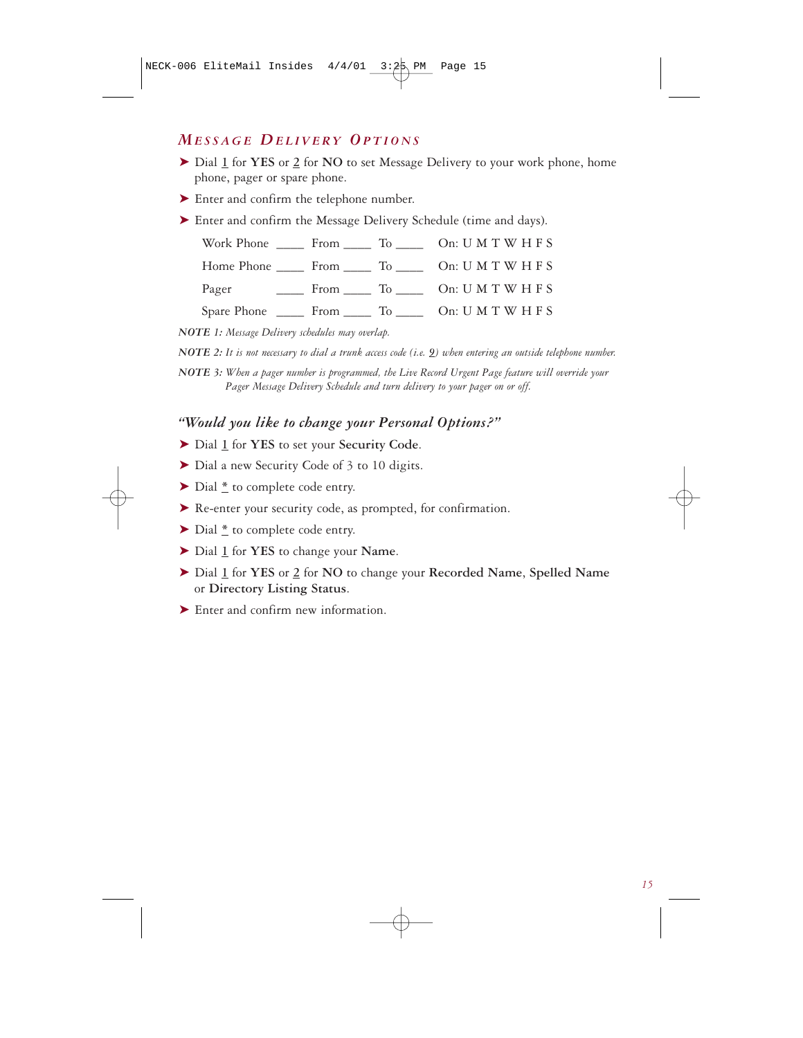## *Message Delivery Options*

- Dial 1 for **YES** or 2 for **NO** to set Message Delivery to your work phone, home phone, pager or spare phone.
- Enter and confirm the telephone number.
- Enter and confirm the Message Delivery Schedule (time and days).

| | | | | |
|---|---|---|---|---|
| Work Phone | ____ | From ____ | To ____ | On: U M T W H F S |
| Home Phone | ____ | From ____ | To ____ | On: U M T W H F S |
| Pager | ____ | From ____ | To ____ | On: U M T W H F S |
| Spare Phone | ____ | From ____ | To ____ | On: U M T W H F S |

***NOTE 1:*** *Message Delivery schedules may overlap.*

***NOTE 2:*** *It is not necessary to dial a trunk access code (i.e. 9) when entering an outside telephone number.*

***NOTE 3:*** *When a pager number is programmed, the Live Record Urgent Page feature will override your Pager Message Delivery Schedule and turn delivery to your pager on or off.*

### *"Would you like to change your Personal Options?"*

- Dial 1 for **YES** to set your **Security Code**.
- Dial a new Security Code of 3 to 10 digits.
- Dial * to complete code entry.
- Re-enter your security code, as prompted, for confirmation.
- Dial * to complete code entry.
- Dial 1 for **YES** to change your **Name**.
- Dial 1 for **YES** or 2 for **NO** to change your **Recorded Name**, **Spelled Name** or **Directory Listing Status**.
- Enter and confirm new information.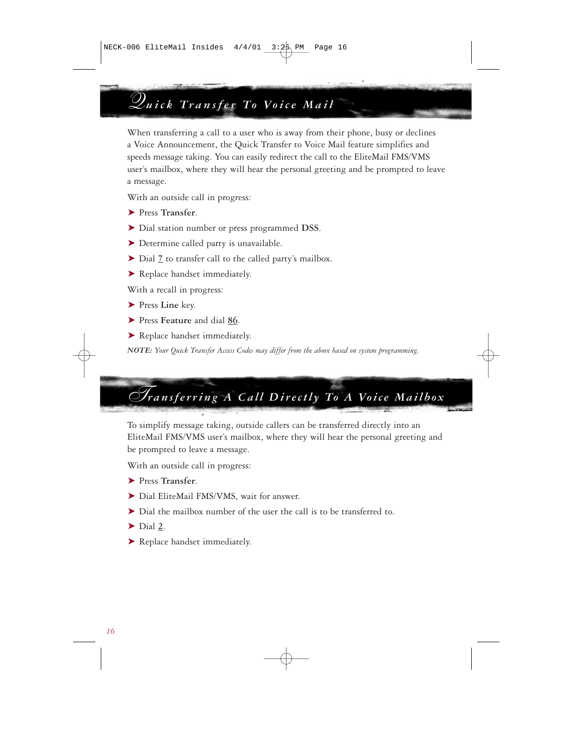## Quick Transfer To Voice Mail

When transferring a call to a user who is away from their phone, busy or declines a Voice Announcement, the Quick Transfer to Voice Mail feature simplifies and speeds message taking. You can easily redirect the call to the EliteMail FMS/VMS user's mailbox, where they will hear the personal greeting and be prompted to leave a message.

With an outside call in progress:

- Press **Transfer**.
- Dial station number or press programmed **DSS**.
- Determine called party is unavailable.
- Dial 7 to transfer call to the called party's mailbox.
- Replace handset immediately.

With a recall in progress:

- Press **Line** key.
- Press **Feature** and dial 86.
- Replace handset immediately.

***NOTE:*** *Your Quick Transfer Access Codes may differ from the above based on system programming.*

## Transferring A Call Directly To A Voice Mailbox

To simplify message taking, outside callers can be transferred directly into an EliteMail FMS/VMS user's mailbox, where they will hear the personal greeting and be prompted to leave a message.

With an outside call in progress:

- Press **Transfer**.
- Dial EliteMail FMS/VMS, wait for answer.
- Dial the mailbox number of the user the call is to be transferred to.
- Dial 2.
- Replace handset immediately.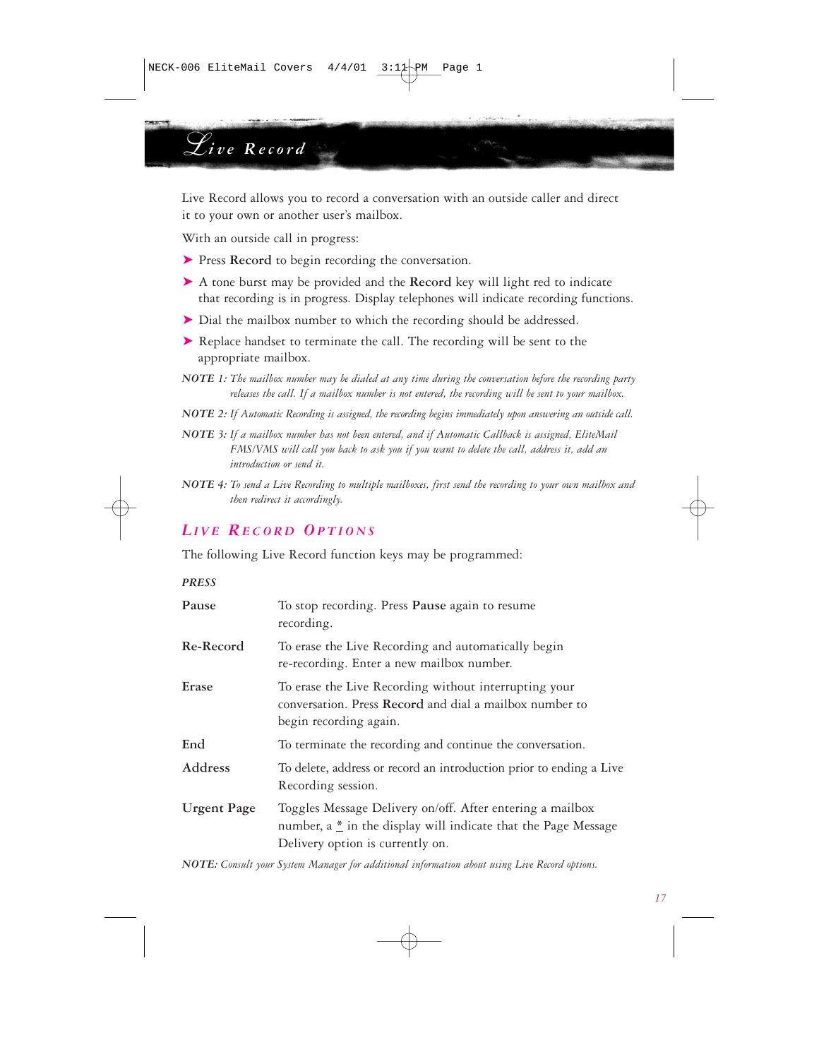# Live Record

Live Record allows you to record a conversation with an outside caller and direct it to your own or another user's mailbox.

With an outside call in progress:

- Press **Record** to begin recording the conversation.
- A tone burst may be provided and the **Record** key will light red to indicate that recording is in progress. Display telephones will indicate recording functions.
- Dial the mailbox number to which the recording should be addressed.
- Replace handset to terminate the call. The recording will be sent to the appropriate mailbox.

*NOTE 1: The mailbox number may be dialed at any time during the conversation before the recording party releases the call. If a mailbox number is not entered, the recording will be sent to your mailbox.*

*NOTE 2: If Automatic Recording is assigned, the recording begins immediately upon answering an outside call.*

*NOTE 3: If a mailbox number has not been entered, and if Automatic Callback is assigned, EliteMail FMS/VMS will call you back to ask you if you want to delete the call, address it, add an introduction or send it.*

*NOTE 4: To send a Live Recording to multiple mailboxes, first send the recording to your own mailbox and then redirect it accordingly.*

## Live Record Options

The following Live Record function keys may be programmed:

| *PRESS* | |
|---|---|
| **Pause** | To stop recording. Press **Pause** again to resume recording. |
| **Re-Record** | To erase the Live Recording and automatically begin re-recording. Enter a new mailbox number. |
| **Erase** | To erase the Live Recording without interrupting your conversation. Press **Record** and dial a mailbox number to begin recording again. |
| **End** | To terminate the recording and continue the conversation. |
| **Address** | To delete, address or record an introduction prior to ending a Live Recording session. |
| **Urgent Page** | Toggles Message Delivery on/off. After entering a mailbox number, a * in the display will indicate that the Page Message Delivery option is currently on. |

*NOTE: Consult your System Manager for additional information about using Live Record options.*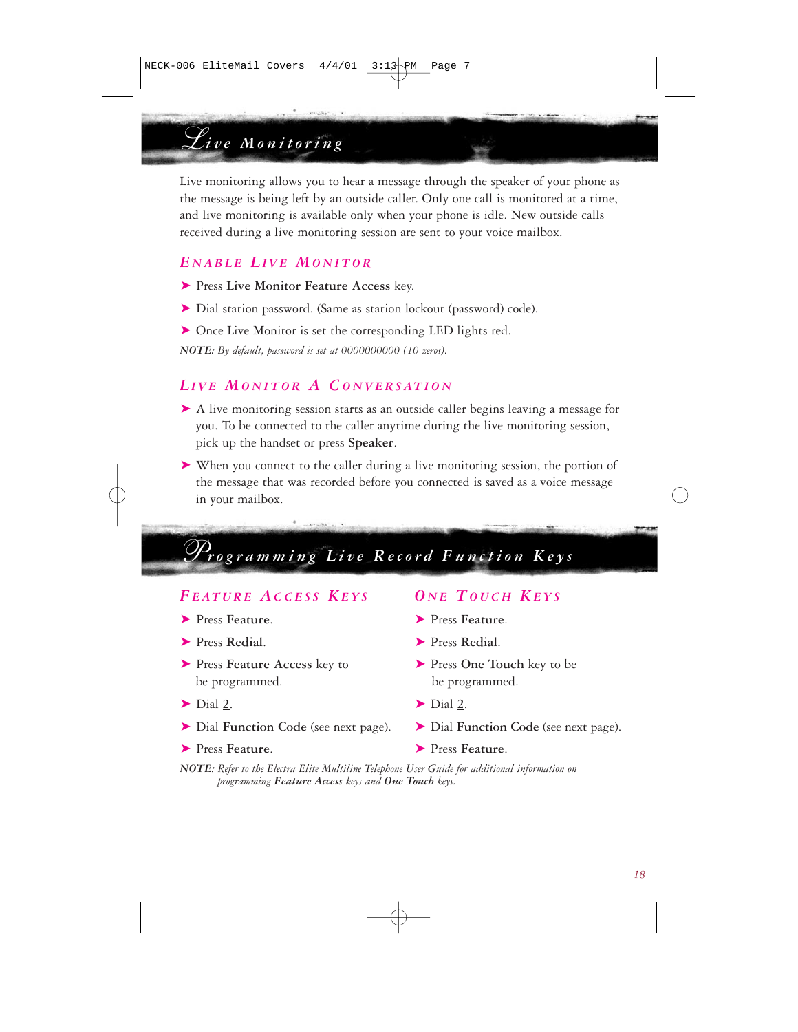# Live Monitoring

Live monitoring allows you to hear a message through the speaker of your phone as the message is being left by an outside caller. Only one call is monitored at a time, and live monitoring is available only when your phone is idle. New outside calls received during a live monitoring session are sent to your voice mailbox.

## Enable Live Monitor

- Press **Live Monitor Feature Access** key.
- Dial station password. (Same as station lockout (password) code).
- Once Live Monitor is set the corresponding LED lights red.

***NOTE:*** *By default, password is set at 0000000000 (10 zeros).*

## Live Monitor A Conversation

- A live monitoring session starts as an outside caller begins leaving a message for you. To be connected to the caller anytime during the live monitoring session, pick up the handset or press **Speaker**.
- When you connect to the caller during a live monitoring session, the portion of the message that was recorded before you connected is saved as a voice message in your mailbox.

# Programming Live Record Function Keys

## Feature Access Keys

- Press **Feature**.
- Press **Redial**.
- Press **Feature Access** key to be programmed.
- Dial 2.
- Dial **Function Code** (see next page).
- Press **Feature**.

## One Touch Keys

- Press **Feature**.
- Press **Redial**.
- Press **One Touch** key to be programmed.
- Dial 2.
- Dial **Function Code** (see next page).
- Press **Feature**.

***NOTE:*** *Refer to the Electra Elite Multiline Telephone User Guide for additional information on programming* ***Feature Access*** *keys and* ***One Touch*** *keys.*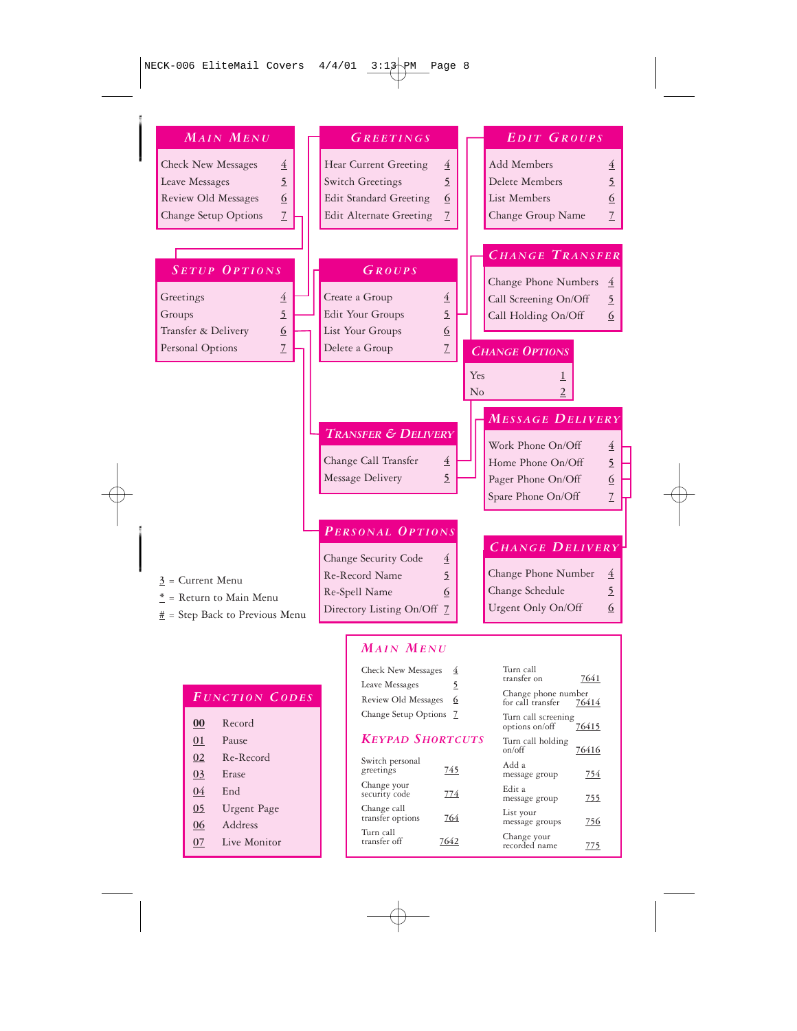## Main Menu

| | |
|---|---|
| Check New Messages | 4 |
| Leave Messages | 5 |
| Review Old Messages | 6 |
| Change Setup Options | 7 |

## Greetings

| | |
|---|---|
| Hear Current Greeting | 4 |
| Switch Greetings | 5 |
| Edit Standard Greeting | 6 |
| Edit Alternate Greeting | 7 |

## Edit Groups

| | |
|---|---|
| Add Members | 4 |
| Delete Members | 5 |
| List Members | 6 |
| Change Group Name | 7 |

## Setup Options

| | |
|---|---|
| Greetings | 4 |
| Groups | 5 |
| Transfer & Delivery | 6 |
| Personal Options | 7 |

## Groups

| | |
|---|---|
| Create a Group | 4 |
| Edit Your Groups | 5 |
| List Your Groups | 6 |
| Delete a Group | 7 |

## Change Transfer

| | |
|---|---|
| Change Phone Numbers | 4 |
| Call Screening On/Off | 5 |
| Call Holding On/Off | 6 |

## Change Options

| | |
|---|---|
| Yes | 1 |
| No | 2 |

## Transfer & Delivery

| | |
|---|---|
| Change Call Transfer | 4 |
| Message Delivery | 5 |

## Message Delivery

| | |
|---|---|
| Work Phone On/Off | 4 |
| Home Phone On/Off | 5 |
| Pager Phone On/Off | 6 |
| Spare Phone On/Off | 7 |

## Personal Options

| | |
|---|---|
| Change Security Code | 4 |
| Re-Record Name | 5 |
| Re-Spell Name | 6 |
| Directory Listing On/Off | 7 |

## Change Delivery

| | |
|---|---|
| Change Phone Number | 4 |
| Change Schedule | 5 |
| Urgent Only On/Off | 6 |

3 = Current Menu
* = Return to Main Menu
# = Step Back to Previous Menu

## Function Codes

| | |
|---|---|
| 00 | Record |
| 01 | Pause |
| 02 | Re-Record |
| 03 | Erase |
| 04 | End |
| 05 | Urgent Page |
| 06 | Address |
| 07 | Live Monitor |

## Main Menu

| | |
|---|---|
| Check New Messages | 4 |
| Leave Messages | 5 |
| Review Old Messages | 6 |
| Change Setup Options | 7 |

## Keypad Shortcuts

| | |
|---|---|
| Switch personal greetings | 745 |
| Change your security code | 774 |
| Change call transfer options | 764 |
| Turn call transfer off | 7642 |
| Turn call transfer on | 7641 |
| Change phone number for call transfer | 76414 |
| Turn call screening options on/off | 76415 |
| Turn call holding on/off | 76416 |
| Add a message group | 754 |
| Edit a message group | 755 |
| List your message groups | 756 |
| Change your recorded name | 775 |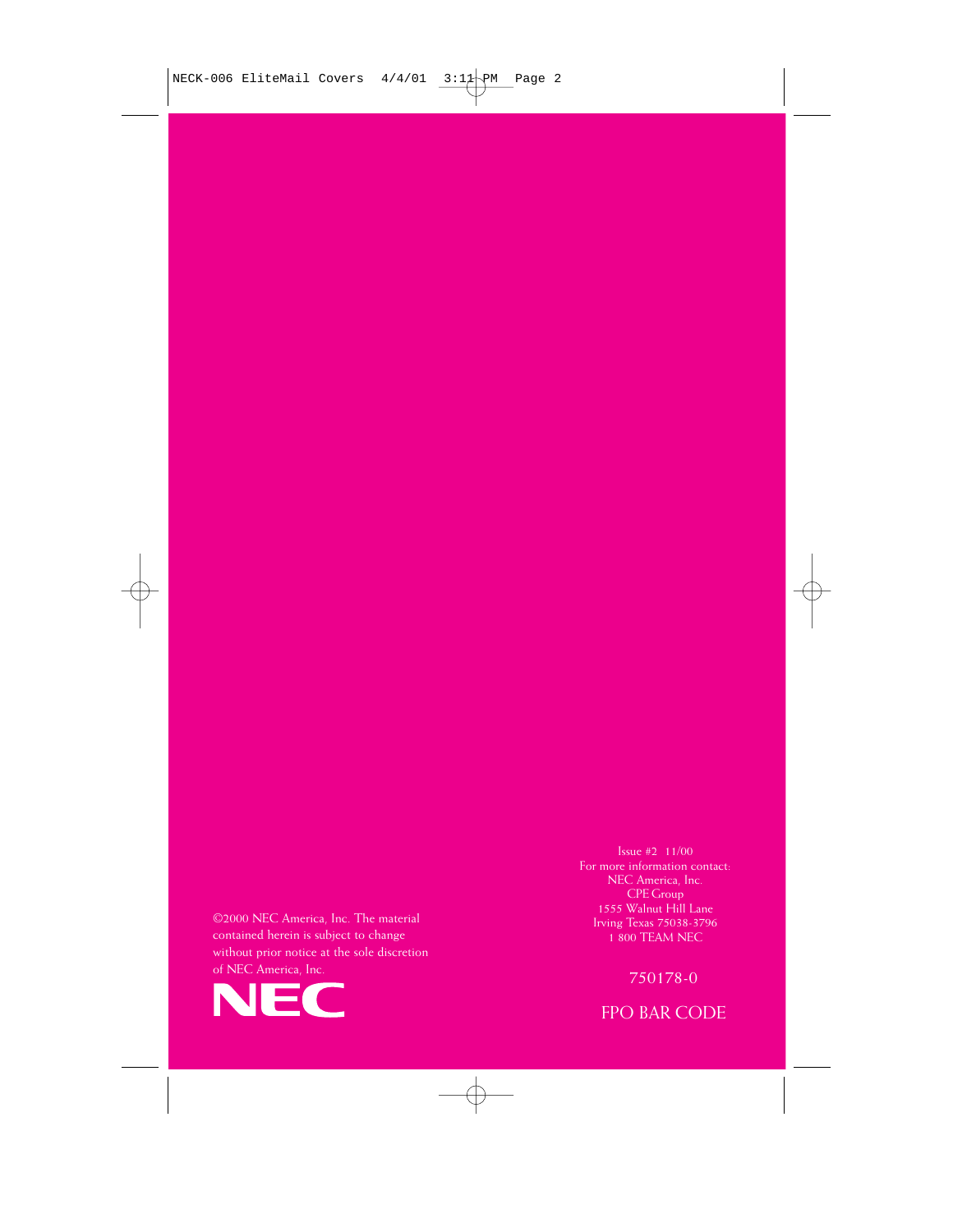©2000 NEC America, Inc. The material contained herein is subject to change without prior notice at the sole discretion of NEC America, Inc.

NEC

Issue #2 11/00
For more information contact:
NEC America, Inc.
CPE Group
1555 Walnut Hill Lane
Irving Texas 75038-3796
1 800 TEAM NEC

750178-0

FPO BAR CODE